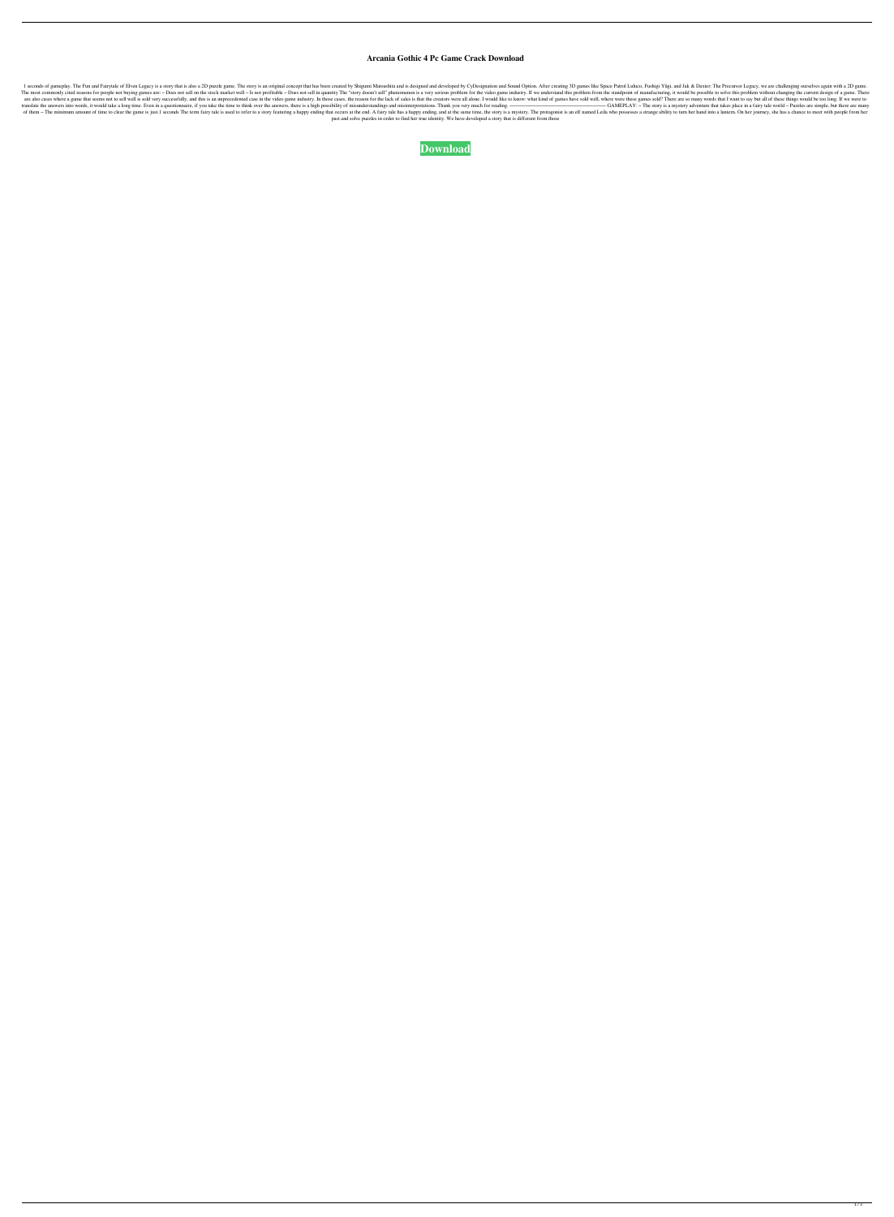# Arcania Gothic 4 Pc Game Crack Download

1 seconds of gameplay. The Fun and Fairytale of Elven Legacy is a story that is also a 2D puzzle game. The story is an original concept that has been created by Shigumi Matsushita and is designed and developed by CyDesignation and Sound Option. After creating 3D games like Space Patrol Luluco, Fushigi Yûgi, and Jak & Daxter: The Precursor Legacy, we are challenging ourselves again with a 2D game. The most commonly cited reasons for people not buying games are: – Does not sell on the stock market well – Is not profitable – Does not sell in quantity The "story doesn't sell" phenomenon is a very serious problem for the video game industry. If we understand this problem from the standpoint of manufacturing, it would be possible to solve this problem without changing the current design of a game. There are also cases where a game that seems not to sell well is sold very successfully, and this is an unprecedented case in the video game industry. In those cases, the reason for the lack of sales is that the creators were all alone. I would like to know: what kind of games have sold well, where were these games sold? There are so many words that I want to say but all of these things would be too long. If we were to translate the answers into words, it would take a long time. Even in a questionnaire, if you take the time to think over the answers, there is a high possibility of misunderstandings and misinterpretations. Thank you very much for reading. —————————————————————— GAMEPLAY: – The story is a mystery adventure that takes place in a fairy tale world – Puzzles are simple, but there are many of them – The minimum amount of time to clear the game is just 1 seconds The term fairy tale is used to refer to a story featuring a happy ending that occurs at the end. A fairy tale has a happy ending, and at the same time, the story is a mystery. The protagonist is an elf named Leila who possesses a strange ability to turn her hand into a lantern. On her journey, she has a chance to meet with people from her past and solve puzzles in order to find her true identity. We have developed a story that is different from those

**Download**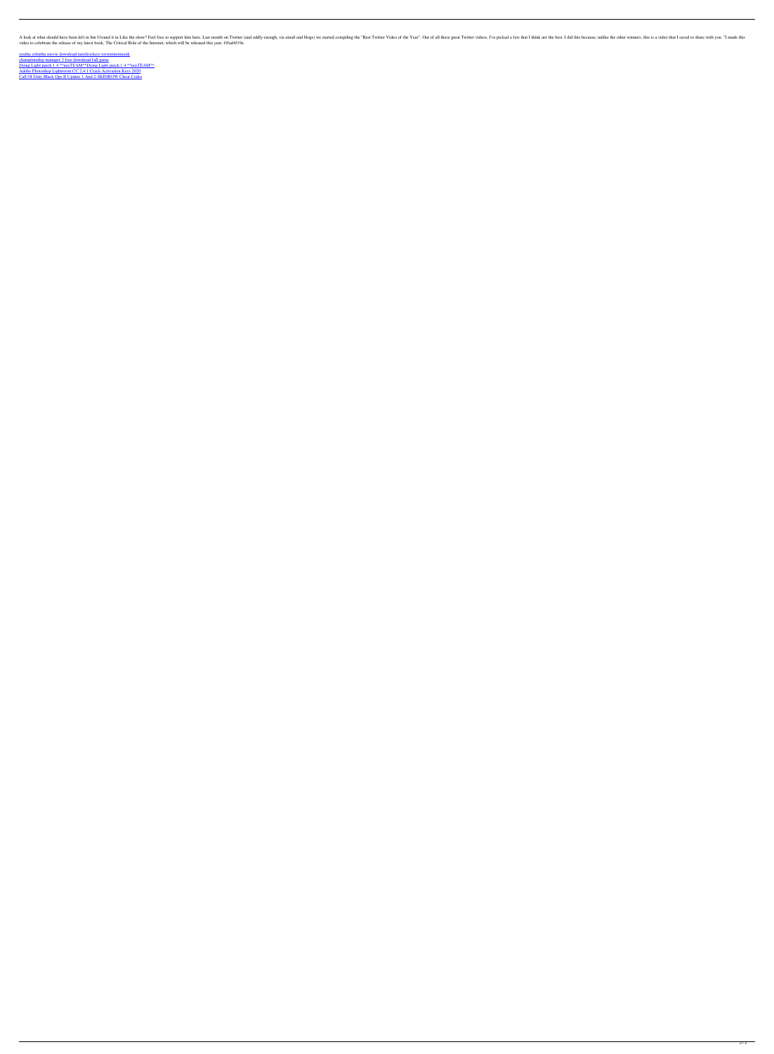A look at what should have been left in bin I found it in Like the show? Feel free to support him here. Last month on Twitter (and oddly enough, via email and blogs) we started compiling the "Best Twitter Video of the Year". Out of all these great Twitter videos, I've picked a few that I think are the best. I did this because, unlike the other winners, this is a video that I saved to share with you. "I made this video to celebrate the release of my latest book, The Critical Role of the Internet, which will be released this year. f1fad4f19a

ayutha ezhuthu movie download tamilrockers torrentinstmank
championship manager 3 free download full game
Dying Light patch 1.4 ^^nosTEAM^^Dying Light patch 1.4 ^^nosTEAM^^
Adobe Photoshop Lightroom CC 2.4.1 Crack Activation Keys 2020
Call Of Duty Black Ops II Update 1 And 2-SKIDROW Cheat Codes